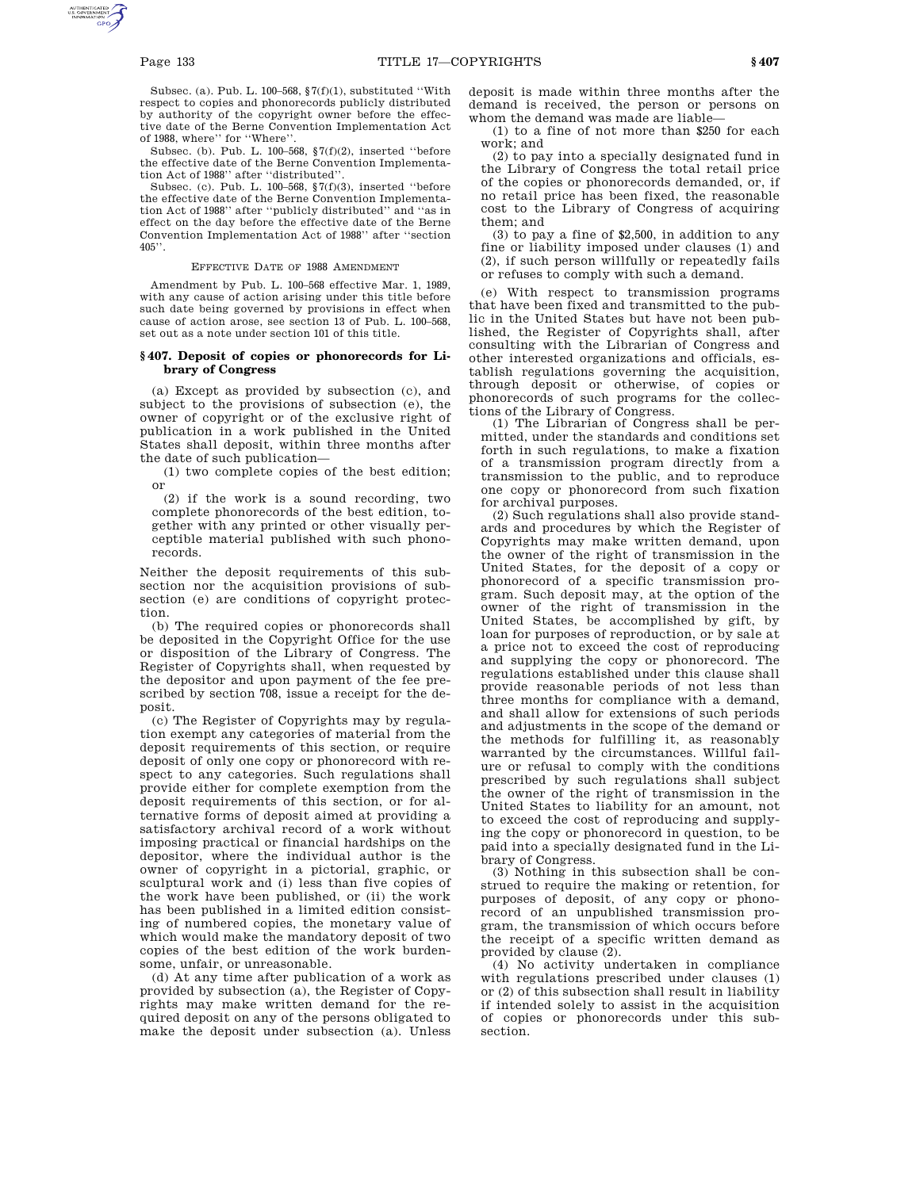Subsec. (a). Pub. L. 100–568, §7(f)(1), substituted ''With respect to copies and phonorecords publicly distributed by authority of the copyright owner before the effective date of the Berne Convention Implementation Act of 1988, where'' for ''Where''.

Subsec. (b). Pub. L. 100–568, §7(f)(2), inserted ''before the effective date of the Berne Convention Implementation Act of 1988'' after ''distributed''.

Subsec. (c). Pub. L. 100–568, §7(f)(3), inserted ''before the effective date of the Berne Convention Implementation Act of 1988'' after ''publicly distributed'' and ''as in effect on the day before the effective date of the Berne Convention Implementation Act of 1988'' after ''section 405''.

EFFECTIVE DATE OF 1988 AMENDMENT

Amendment by Pub. L. 100–568 effective Mar. 1, 1989, with any cause of action arising under this title before such date being governed by provisions in effect when cause of action arose, see section 13 of Pub. L. 100–568, set out as a note under section 101 of this title.

### §407. Deposit of copies or phonorecords for Library of Congress

(a) Except as provided by subsection (c), and subject to the provisions of subsection (e), the owner of copyright or of the exclusive right of publication in a work published in the United States shall deposit, within three months after the date of such publication—

(1) two complete copies of the best edition; or

(2) if the work is a sound recording, two complete phonorecords of the best edition, together with any printed or other visually perceptible material published with such phonorecords.

Neither the deposit requirements of this subsection nor the acquisition provisions of subsection (e) are conditions of copyright protection.

(b) The required copies or phonorecords shall be deposited in the Copyright Office for the use or disposition of the Library of Congress. The Register of Copyrights shall, when requested by the depositor and upon payment of the fee prescribed by section 708, issue a receipt for the deposit.

(c) The Register of Copyrights may by regulation exempt any categories of material from the deposit requirements of this section, or require deposit of only one copy or phonorecord with respect to any categories. Such regulations shall provide either for complete exemption from the deposit requirements of this section, or for alternative forms of deposit aimed at providing a satisfactory archival record of a work without imposing practical or financial hardships on the depositor, where the individual author is the owner of copyright in a pictorial, graphic, or sculptural work and (i) less than five copies of the work have been published, or (ii) the work has been published in a limited edition consisting of numbered copies, the monetary value of which would make the mandatory deposit of two copies of the best edition of the work burdensome, unfair, or unreasonable.

(d) At any time after publication of a work as provided by subsection (a), the Register of Copyrights may make written demand for the required deposit on any of the persons obligated to make the deposit under subsection (a). Unless deposit is made within three months after the demand is received, the person or persons on whom the demand was made are liable—

(1) to a fine of not more than $250 for each work; and

(2) to pay into a specially designated fund in the Library of Congress the total retail price of the copies or phonorecords demanded, or, if no retail price has been fixed, the reasonable cost to the Library of Congress of acquiring them; and

(3) to pay a fine of $2,500, in addition to any fine or liability imposed under clauses (1) and (2), if such person willfully or repeatedly fails or refuses to comply with such a demand.

(e) With respect to transmission programs that have been fixed and transmitted to the public in the United States but have not been published, the Register of Copyrights shall, after consulting with the Librarian of Congress and other interested organizations and officials, establish regulations governing the acquisition, through deposit or otherwise, of copies or phonorecords of such programs for the collections of the Library of Congress.

(1) The Librarian of Congress shall be permitted, under the standards and conditions set forth in such regulations, to make a fixation of a transmission program directly from a transmission to the public, and to reproduce one copy or phonorecord from such fixation for archival purposes.

(2) Such regulations shall also provide standards and procedures by which the Register of Copyrights may make written demand, upon the owner of the right of transmission in the United States, for the deposit of a copy or phonorecord of a specific transmission program. Such deposit may, at the option of the owner of the right of transmission in the United States, be accomplished by gift, by loan for purposes of reproduction, or by sale at a price not to exceed the cost of reproducing and supplying the copy or phonorecord. The regulations established under this clause shall provide reasonable periods of not less than three months for compliance with a demand, and shall allow for extensions of such periods and adjustments in the scope of the demand or the methods for fulfilling it, as reasonably warranted by the circumstances. Willful failure or refusal to comply with the conditions prescribed by such regulations shall subject the owner of the right of transmission in the United States to liability for an amount, not to exceed the cost of reproducing and supplying the copy or phonorecord in question, to be paid into a specially designated fund in the Library of Congress.

(3) Nothing in this subsection shall be construed to require the making or retention, for purposes of deposit, of any copy or phonorecord of an unpublished transmission program, the transmission of which occurs before the receipt of a specific written demand as provided by clause (2).

(4) No activity undertaken in compliance with regulations prescribed under clauses (1) or (2) of this subsection shall result in liability if intended solely to assist in the acquisition of copies or phonorecords under this subsection.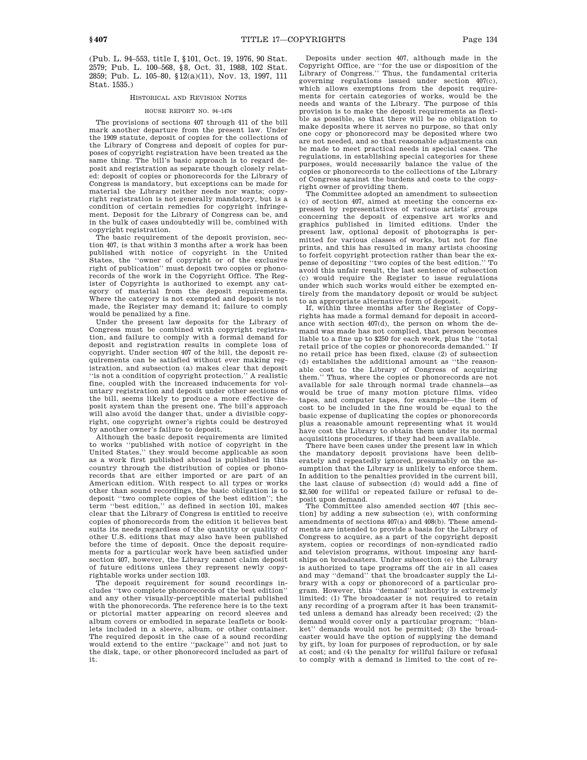(Pub. L. 94–553, title I, §101, Oct. 19, 1976, 90 Stat. 2579; Pub. L. 100–568, §8, Oct. 31, 1988, 102 Stat. 2859; Pub. L. 105–80, §12(a)(11), Nov. 13, 1997, 111 Stat. 1535.)

## HISTORICAL AND REVISION NOTES

### HOUSE REPORT NO. 94–1476

The provisions of sections 407 through 411 of the bill mark another departure from the present law. Under the 1909 statute, deposit of copies for the collections of the Library of Congress and deposit of copies for purposes of copyright registration have been treated as the same thing. The bill's basic approach is to regard deposit and registration as separate though closely related: deposit of copies or phonorecords for the Library of Congress is mandatory, but exceptions can be made for material the Library neither needs nor wants; copyright registration is not generally mandatory, but is a condition of certain remedies for copyright infringement. Deposit for the Library of Congress can be, and in the bulk of cases undoubtedly will be, combined with copyright registration.

The basic requirement of the deposit provision, section 407, is that within 3 months after a work has been published with notice of copyright in the United States, the "owner of copyright or of the exclusive right of publication" must deposit two copies or phonorecords of the work in the Copyright Office. The Register of Copyrights is authorized to exempt any category of material from the deposit requirements. Where the category is not exempted and deposit is not made, the Register may demand it; failure to comply would be penalized by a fine.

Under the present law deposits for the Library of Congress must be combined with copyright registration, and failure to comply with a formal demand for deposit and registration results in complete loss of copyright. Under section 407 of the bill, the deposit requirements can be satisfied without ever making registration, and subsection (a) makes clear that deposit "is not a condition of copyright protection." A realistic fine, coupled with the increased inducements for voluntary registration and deposit under other sections of the bill, seems likely to produce a more effective deposit system than the present one. The bill's approach will also avoid the danger that, under a divisible copyright, one copyright owner's rights could be destroyed by another owner's failure to deposit.

Although the basic deposit requirements are limited to works "published with notice of copyright in the United States," they would become applicable as soon as a work first published abroad is published in this country through the distribution of copies or phonorecords that are either imported or are part of an American edition. With respect to all types or works other than sound recordings, the basic obligation is to deposit "two complete copies of the best edition"; the term "best edition," as defined in section 101, makes clear that the Library of Congress is entitled to receive copies of phonorecords from the edition it believes best suits its needs regardless of the quantity or quality of other U.S. editions that may also have been published before the time of deposit. Once the deposit requirements for a particular work have been satisfied under section 407, however, the Library cannot claim deposit of future editions unless they represent newly copyrightable works under section 103.

The deposit requirement for sound recordings includes "two complete phonorecords of the best edition" and any other visually-perceptible material published with the phonorecords. The reference here is to the text or pictorial matter appearing on record sleeves and album covers or embodied in separate leaflets or booklets included in a sleeve, album, or other container. The required deposit in the case of a sound recording would extend to the entire "package" and not just to the disk, tape, or other phonorecord included as part of it.

Deposits under section 407, although made in the Copyright Office, are "for the use or disposition of the Library of Congress." Thus, the fundamental criteria governing regulations issued under section 407(c), which allows exemptions from the deposit requirements for certain categories of works, would be the needs and wants of the Library. The purpose of this provision is to make the deposit requirements as flexible as possible, so that there will be no obligation to make deposits where it serves no purpose, so that only one copy or phonorecord may be deposited where two are not needed, and so that reasonable adjustments can be made to meet practical needs in special cases. The regulations, in establishing special categories for these purposes, would necessarily balance the value of the copies or phonorecords to the collections of the Library of Congress against the burdens and costs to the copyright owner of providing them.

The Committee adopted an amendment to subsection (c) of section 407, aimed at meeting the concerns expressed by representatives of various artists' groups concerning the deposit of expensive art works and graphics published in limited editions. Under the present law, optional deposit of photographs is permitted for various classes of works, but not for fine prints, and this has resulted in many artists choosing to forfeit copyright protection rather than bear the expense of depositing "two copies of the best edition." To avoid this unfair result, the last sentence of subsection (c) would require the Register to issue regulations under which such works would either be exempted entirely from the mandatory deposit or would be subject to an appropriate alternative form of deposit.

If, within three months after the Register of Copyrights has made a formal demand for deposit in accordance with section 407(d), the person on whom the demand was made has not complied, that person becomes liable to a fine up to $250 for each work, plus the "total retail price of the copies or phonorecords demanded." If no retail price has been fixed, clause (2) of subsection (d) establishes the additional amount as "the reasonable cost to the Library of Congress of acquiring them." Thus, where the copies or phonorecords are not available for sale through normal trade channels—as would be true of many motion picture films, video tapes, and computer tapes, for example—the item of cost to be included in the fine would be equal to the basic expense of duplicating the copies or phonorecords plus a reasonable amount representing what it would have cost the Library to obtain them under its normal acquisitions procedures, if they had been available.

There have been cases under the present law in which the mandatory deposit provisions have been deliberately and repeatedly ignored, presumably on the assumption that the Library is unlikely to enforce them. In addition to the penalties provided in the current bill, the last clause of subsection (d) would add a fine of $2,500 for willful or repeated failure or refusal to deposit upon demand.

The Committee also amended section 407 [this section] by adding a new subsection (e), with conforming amendments of sections 407(a) and 408(b). These amendments are intended to provide a basis for the Library of Congress to acquire, as a part of the copyright deposit system, copies or recordings of non-syndicated radio and television programs, without imposing any hardships on broadcasters. Under subsection (e) the Library is authorized to tape programs off the air in all cases and may "demand" that the broadcaster supply the Library with a copy or phonorecord of a particular program. However, this "demand" authority is extremely limited: (1) The broadcaster is not required to retain any recording of a program after it has been transmitted unless a demand has already been received; (2) the demand would cover only a particular program; "blanket" demands would not be permitted; (3) the broadcaster would have the option of supplying the demand by gift, by loan for purposes of reproduction, or by sale at cost; and (4) the penalty for willful failure or refusal to comply with a demand is limited to the cost of re-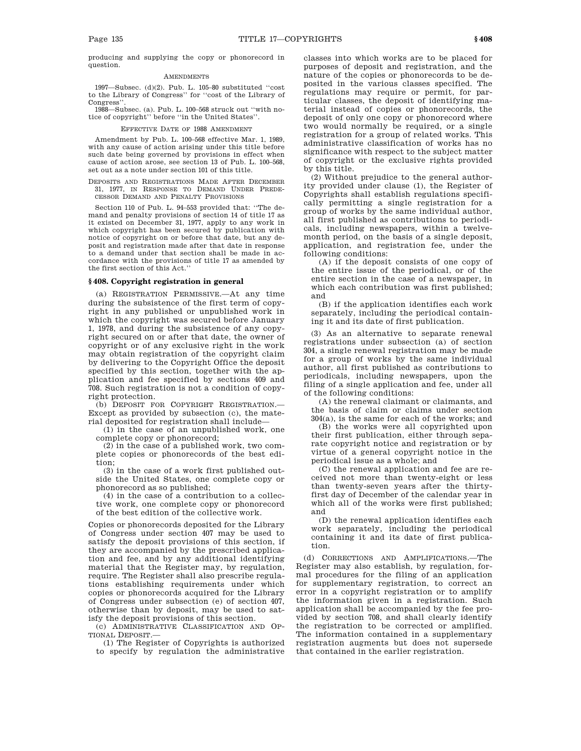producing and supplying the copy or phonorecord in question.

AMENDMENTS

1997—Subsec. (d)(2). Pub. L. 105–80 substituted "cost to the Library of Congress" for "cost of the Library of Congress".

1988—Subsec. (a). Pub. L. 100–568 struck out "with notice of copyright" before "in the United States".

EFFECTIVE DATE OF 1988 AMENDMENT

Amendment by Pub. L. 100–568 effective Mar. 1, 1989, with any cause of action arising under this title before such date being governed by provisions in effect when cause of action arose, see section 13 of Pub. L. 100–568, set out as a note under section 101 of this title.

DEPOSITS AND REGISTRATIONS MADE AFTER DECEMBER 31, 1977, IN RESPONSE TO DEMAND UNDER PREDECESSOR DEMAND AND PENALTY PROVISIONS

Section 110 of Pub. L. 94–553 provided that: "The demand and penalty provisions of section 14 of title 17 as it existed on December 31, 1977, apply to any work in which copyright has been secured by publication with notice of copyright on or before that date, but any deposit and registration made after that date in response to a demand under that section shall be made in accordance with the provisions of title 17 as amended by the first section of this Act."

## § 408. Copyright registration in general

(a) REGISTRATION PERMISSIVE.—At any time during the subsistence of the first term of copyright in any published or unpublished work in which the copyright was secured before January 1, 1978, and during the subsistence of any copyright secured on or after that date, the owner of copyright or of any exclusive right in the work may obtain registration of the copyright claim by delivering to the Copyright Office the deposit specified by this section, together with the application and fee specified by sections 409 and 708. Such registration is not a condition of copyright protection.

(b) DEPOSIT FOR COPYRIGHT REGISTRATION.—Except as provided by subsection (c), the material deposited for registration shall include—

(1) in the case of an unpublished work, one complete copy or phonorecord;

(2) in the case of a published work, two complete copies or phonorecords of the best edition;

(3) in the case of a work first published outside the United States, one complete copy or phonorecord as so published;

(4) in the case of a contribution to a collective work, one complete copy or phonorecord of the best edition of the collective work.

Copies or phonorecords deposited for the Library of Congress under section 407 may be used to satisfy the deposit provisions of this section, if they are accompanied by the prescribed application and fee, and by any additional identifying material that the Register may, by regulation, require. The Register shall also prescribe regulations establishing requirements under which copies or phonorecords acquired for the Library of Congress under subsection (e) of section 407, otherwise than by deposit, may be used to satisfy the deposit provisions of this section.

(c) ADMINISTRATIVE CLASSIFICATION AND OPTIONAL DEPOSIT.—

(1) The Register of Copyrights is authorized to specify by regulation the administrative classes into which works are to be placed for purposes of deposit and registration, and the nature of the copies or phonorecords to be deposited in the various classes specified. The regulations may require or permit, for particular classes, the deposit of identifying material instead of copies or phonorecords, the deposit of only one copy or phonorecord where two would normally be required, or a single registration for a group of related works. This administrative classification of works has no significance with respect to the subject matter of copyright or the exclusive rights provided by this title.

(2) Without prejudice to the general authority provided under clause (1), the Register of Copyrights shall establish regulations specifically permitting a single registration for a group of works by the same individual author, all first published as contributions to periodicals, including newspapers, within a twelve-month period, on the basis of a single deposit, application, and registration fee, under the following conditions:

(A) if the deposit consists of one copy of the entire issue of the periodical, or of the entire section in the case of a newspaper, in which each contribution was first published; and

(B) if the application identifies each work separately, including the periodical containing it and its date of first publication.

(3) As an alternative to separate renewal registrations under subsection (a) of section 304, a single renewal registration may be made for a group of works by the same individual author, all first published as contributions to periodicals, including newspapers, upon the filing of a single application and fee, under all of the following conditions:

(A) the renewal claimant or claimants, and the basis of claim or claims under section 304(a), is the same for each of the works; and

(B) the works were all copyrighted upon their first publication, either through separate copyright notice and registration or by virtue of a general copyright notice in the periodical issue as a whole; and

(C) the renewal application and fee are received not more than twenty-eight or less than twenty-seven years after the thirty-first day of December of the calendar year in which all of the works were first published; and

(D) the renewal application identifies each work separately, including the periodical containing it and its date of first publication.

(d) CORRECTIONS AND AMPLIFICATIONS.—The Register may also establish, by regulation, formal procedures for the filing of an application for supplementary registration, to correct an error in a copyright registration or to amplify the information given in a registration. Such application shall be accompanied by the fee provided by section 708, and shall clearly identify the registration to be corrected or amplified. The information contained in a supplementary registration augments but does not supersede that contained in the earlier registration.